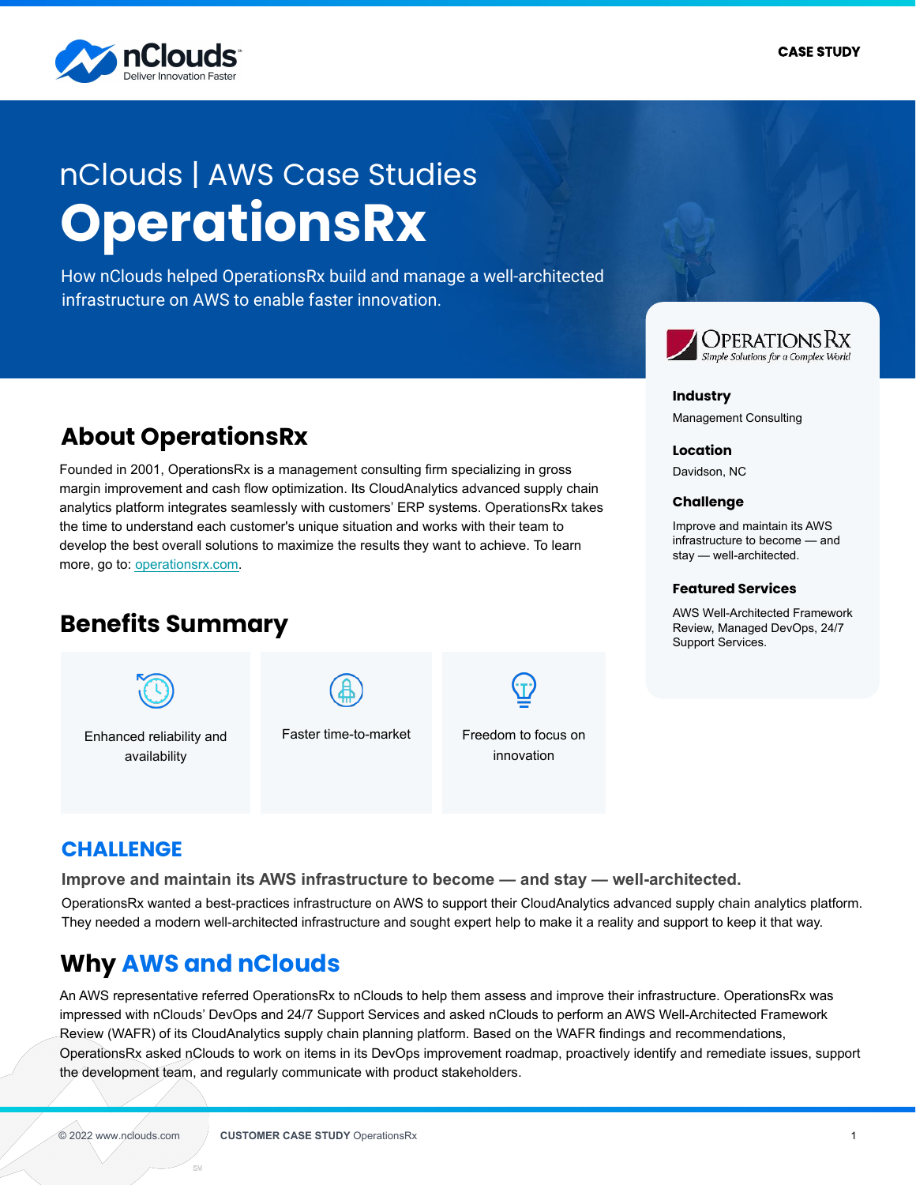CASE STUDY

nClouds | AWS Case Studies

# OperationsRx

How nClouds helped OperationsRx build and manage a well-architected infrastructure on AWS to enable faster innovation.

**Industry**
Management Consulting

**Location**
Davidson, NC

**Challenge**
Improve and maintain its AWS infrastructure to become — and stay — well-architected.

**Featured Services**
AWS Well-Architected Framework Review, Managed DevOps, 24/7 Support Services.

## About OperationsRx

Founded in 2001, OperationsRx is a management consulting firm specializing in gross margin improvement and cash flow optimization. Its CloudAnalytics advanced supply chain analytics platform integrates seamlessly with customers' ERP systems. OperationsRx takes the time to understand each customer's unique situation and works with their team to develop the best overall solutions to maximize the results they want to achieve. To learn more, go to: operationsrx.com.

## Benefits Summary

- Enhanced reliability and availability
- Faster time-to-market
- Freedom to focus on innovation

## CHALLENGE

### Improve and maintain its AWS infrastructure to become — and stay — well-architected.

OperationsRx wanted a best-practices infrastructure on AWS to support their CloudAnalytics advanced supply chain analytics platform. They needed a modern well-architected infrastructure and sought expert help to make it a reality and support to keep it that way.

## Why AWS and nClouds

An AWS representative referred OperationsRx to nClouds to help them assess and improve their infrastructure. OperationsRx was impressed with nClouds' DevOps and 24/7 Support Services and asked nClouds to perform an AWS Well-Architected Framework Review (WAFR) of its CloudAnalytics supply chain planning platform. Based on the WAFR findings and recommendations, OperationsRx asked nClouds to work on items in its DevOps improvement roadmap, proactively identify and remediate issues, support the development team, and regularly communicate with product stakeholders.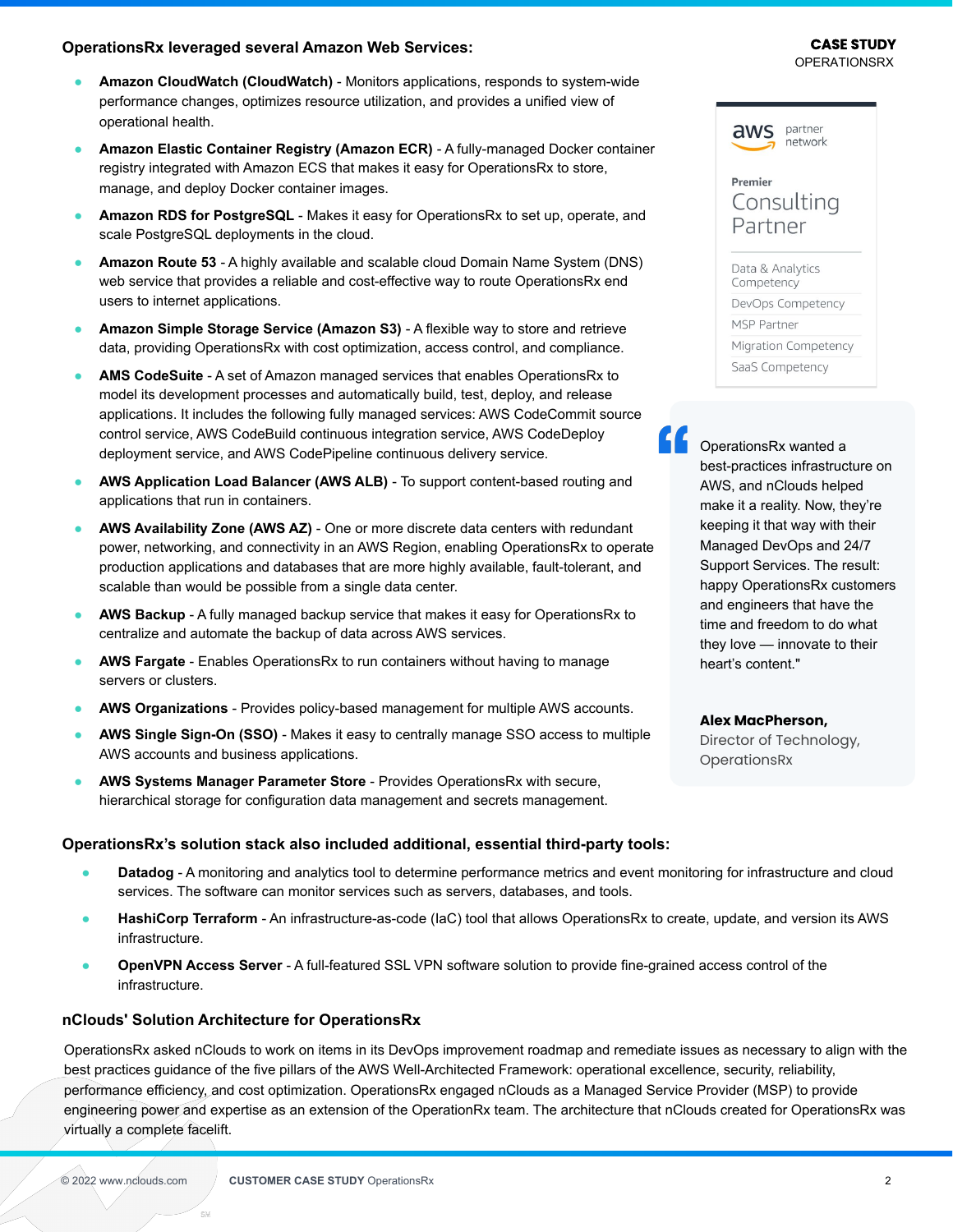**OperationsRx leveraged several Amazon Web Services:**

- **Amazon CloudWatch (CloudWatch)** - Monitors applications, responds to system-wide performance changes, optimizes resource utilization, and provides a unified view of operational health.
- **Amazon Elastic Container Registry (Amazon ECR)** - A fully-managed Docker container registry integrated with Amazon ECS that makes it easy for OperationsRx to store, manage, and deploy Docker container images.
- **Amazon RDS for PostgreSQL** - Makes it easy for OperationsRx to set up, operate, and scale PostgreSQL deployments in the cloud.
- **Amazon Route 53** - A highly available and scalable cloud Domain Name System (DNS) web service that provides a reliable and cost-effective way to route OperationsRx end users to internet applications.
- **Amazon Simple Storage Service (Amazon S3)** - A flexible way to store and retrieve data, providing OperationsRx with cost optimization, access control, and compliance.
- **AWS CodeSuite** - A set of Amazon managed services that enables OperationsRx to model its development processes and automatically build, test, deploy, and release applications. It includes the following fully managed services: AWS CodeCommit source control service, AWS CodeBuild continuous integration service, AWS CodeDeploy deployment service, and AWS CodePipeline continuous delivery service.
- **AWS Application Load Balancer (AWS ALB)** - To support content-based routing and applications that run in containers.
- **AWS Availability Zone (AWS AZ)** - One or more discrete data centers with redundant power, networking, and connectivity in an AWS Region, enabling OperationsRx to operate production applications and databases that are more highly available, fault-tolerant, and scalable than would be possible from a single data center.
- **AWS Backup** - A fully managed backup service that makes it easy for OperationsRx to centralize and automate the backup of data across AWS services.
- **AWS Fargate** - Enables OperationsRx to run containers without having to manage servers or clusters.
- **AWS Organizations** - Provides policy-based management for multiple AWS accounts.
- **AWS Single Sign-On (SSO)** - Makes it easy to centrally manage SSO access to multiple AWS accounts and business applications.
- **AWS Systems Manager Parameter Store** - Provides OperationsRx with secure, hierarchical storage for configuration data management and secrets management.

aws partner network

Premier Consulting Partner

- Data & Analytics Competency
- DevOps Competency
- MSP Partner
- Migration Competency
- SaaS Competency

> "OperationsRx wanted a best-practices infrastructure on AWS, and nClouds helped make it a reality. Now, they're keeping it that way with their Managed DevOps and 24/7 Support Services. The result: happy OperationsRx customers and engineers that have the time and freedom to do what they love — innovate to their heart's content."
>
> **Alex MacPherson,** Director of Technology, OperationsRx

**OperationsRx's solution stack also included additional, essential third-party tools:**

- **Datadog** - A monitoring and analytics tool to determine performance metrics and event monitoring for infrastructure and cloud services. The software can monitor services such as servers, databases, and tools.
- **HashiCorp Terraform** - An infrastructure-as-code (IaC) tool that allows OperationsRx to create, update, and version its AWS infrastructure.
- **OpenVPN Access Server** - A full-featured SSL VPN software solution to provide fine-grained access control of the infrastructure.

## nClouds' Solution Architecture for OperationsRx

OperationsRx asked nClouds to work on items in its DevOps improvement roadmap and remediate issues as necessary to align with the best practices guidance of the five pillars of the AWS Well-Architected Framework: operational excellence, security, reliability, performance efficiency, and cost optimization. OperationsRx engaged nClouds as a Managed Service Provider (MSP) to provide engineering power and expertise as an extension of the OperationRx team. The architecture that nClouds created for OperationsRx was virtually a complete facelift.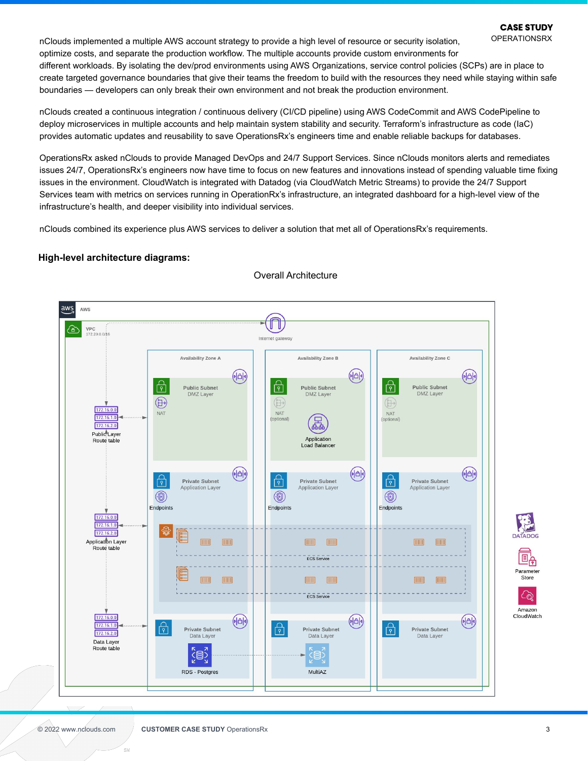nClouds implemented a multiple AWS account strategy to provide a high level of resource or security isolation, optimize costs, and separate the production workflow. The multiple accounts provide custom environments for different workloads. By isolating the dev/prod environments using AWS Organizations, service control policies (SCPs) are in place to create targeted governance boundaries that give their teams the freedom to build with the resources they need while staying within safe boundaries — developers can only break their own environment and not break the production environment.

nClouds created a continuous integration / continuous delivery (CI/CD pipeline) using AWS CodeCommit and AWS CodePipeline to deploy microservices in multiple accounts and help maintain system stability and security. Terraform's infrastructure as code (IaC) provides automatic updates and reusability to save OperationsRx's engineers time and enable reliable backups for databases.

OperationsRx asked nClouds to provide Managed DevOps and 24/7 Support Services. Since nClouds monitors alerts and remediates issues 24/7, OperationsRx's engineers now have time to focus on new features and innovations instead of spending valuable time fixing issues in the environment. CloudWatch is integrated with Datadog (via CloudWatch Metric Streams) to provide the 24/7 Support Services team with metrics on services running in OperationRx's infrastructure, an integrated dashboard for a high-level view of the infrastructure's health, and deeper visibility into individual services.

nClouds combined its experience plus AWS services to deliver a solution that met all of OperationsRx's requirements.

## High-level architecture diagrams:

Overall Architecture

AWS

VPC 172.20.0.0/16

Internet gateway

Availability Zone A | Availability Zone B | Availability Zone C

Public Subnet DMZ Layer — NAT | NAT (optional), Application Load Balancer | NAT (optional)

Private Subnet Application Layer — Endpoints

ECS Service

ECS Service

Private Subnet Data Layer — RDS - Postgres | MultiAZ

Public Layer Route table: 172.16.0.0, 172.16.1.0, 172.16.2.0

Application Layer Route table: 172.16.0.0, 172.16.1.0, 172.16.2.0

Data Layer Route table: 172.16.0.0, 172.16.1.0, 172.16.2.0

DATADOG

Parameter Store

Amazon CloudWatch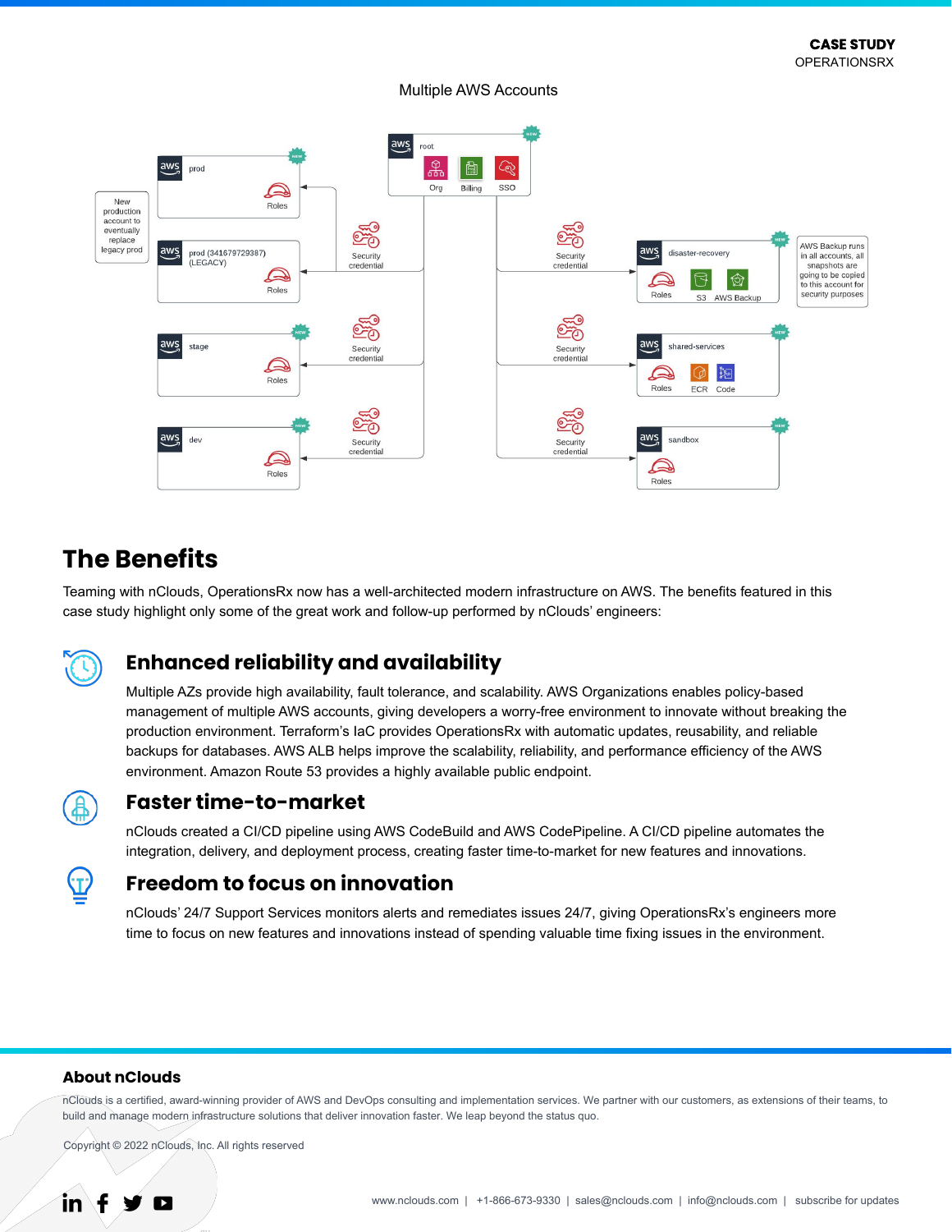Multiple AWS Accounts

root
Org
Billing
SSO

prod
Roles

New production account to eventually replace legacy prod

prod (341679729387) (LEGACY)
Roles

Security credential

stage
Roles

Security credential

dev
Roles

Security credential

Security credential

disaster-recovery
Roles
S3
AWS Backup

AWS Backup runs in all accounts, all snapshots are going to be copied to this account for security purposes

Security credential

shared-services
Roles
ECR
Code

Security credential

sandbox
Roles

## The Benefits

Teaming with nClouds, OperationsRx now has a well-architected modern infrastructure on AWS. The benefits featured in this case study highlight only some of the great work and follow-up performed by nClouds' engineers:

### Enhanced reliability and availability

Multiple AZs provide high availability, fault tolerance, and scalability. AWS Organizations enables policy-based management of multiple AWS accounts, giving developers a worry-free environment to innovate without breaking the production environment. Terraform's IaC provides OperationsRx with automatic updates, reusability, and reliable backups for databases. AWS ALB helps improve the scalability, reliability, and performance efficiency of the AWS environment. Amazon Route 53 provides a highly available public endpoint.

### Faster time-to-market

nClouds created a CI/CD pipeline using AWS CodeBuild and AWS CodePipeline. A CI/CD pipeline automates the integration, delivery, and deployment process, creating faster time-to-market for new features and innovations.

### Freedom to focus on innovation

nClouds' 24/7 Support Services monitors alerts and remediates issues 24/7, giving OperationsRx's engineers more time to focus on new features and innovations instead of spending valuable time fixing issues in the environment.

### About nClouds

nClouds is a certified, award-winning provider of AWS and DevOps consulting and implementation services. We partner with our customers, as extensions of their teams, to build and manage modern infrastructure solutions that deliver innovation faster. We leap beyond the status quo.

Copyright © 2022 nClouds, Inc. All rights reserved

www.nclouds.com | +1-866-673-9330 | sales@nclouds.com | info@nclouds.com | subscribe for updates